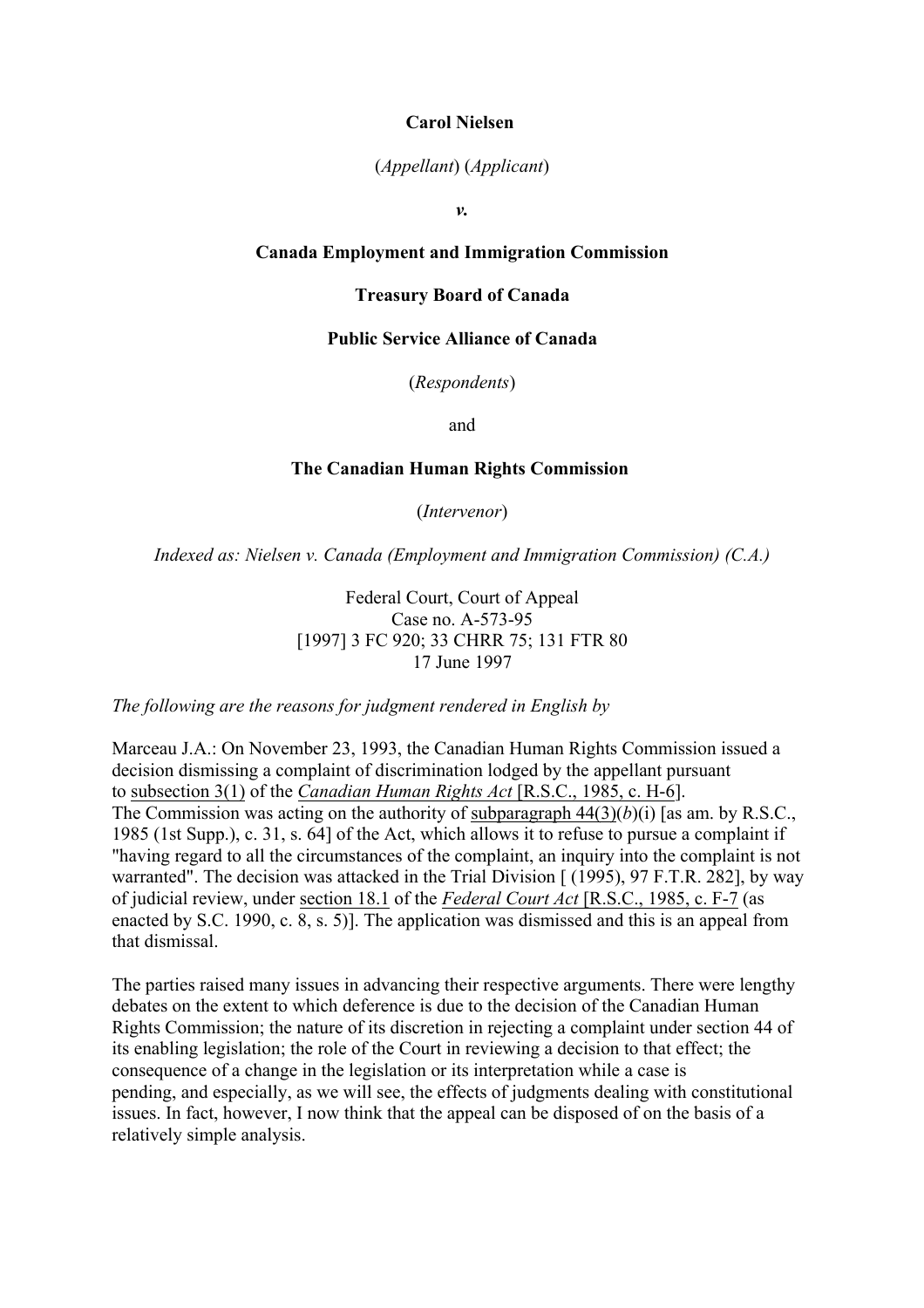**Carol Nielsen**

(*Appellant*) (*Applicant*)

***v.***

**Canada Employment and Immigration Commission**

**Treasury Board of Canada**

**Public Service Alliance of Canada**

(*Respondents*)

and

**The Canadian Human Rights Commission**

(*Intervenor*)

*Indexed as: Nielsen v. Canada (Employment and Immigration Commission) (C.A.)*

Federal Court, Court of Appeal
Case no. A-573-95
[1997] 3 FC 920; 33 CHRR 75; 131 FTR 80
17 June 1997

*The following are the reasons for judgment rendered in English by*

Marceau J.A.: On November 23, 1993, the Canadian Human Rights Commission issued a decision dismissing a complaint of discrimination lodged by the appellant pursuant to subsection 3(1) of the *Canadian Human Rights Act* [R.S.C., 1985, c. H-6]. The Commission was acting on the authority of subparagraph 44(3)(*b*)(i) [as am. by R.S.C., 1985 (1st Supp.), c. 31, s. 64] of the Act, which allows it to refuse to pursue a complaint if "having regard to all the circumstances of the complaint, an inquiry into the complaint is not warranted". The decision was attacked in the Trial Division [ (1995), 97 F.T.R. 282], by way of judicial review, under section 18.1 of the *Federal Court Act* [R.S.C., 1985, c. F-7 (as enacted by S.C. 1990, c. 8, s. 5)]. The application was dismissed and this is an appeal from that dismissal.

The parties raised many issues in advancing their respective arguments. There were lengthy debates on the extent to which deference is due to the decision of the Canadian Human Rights Commission; the nature of its discretion in rejecting a complaint under section 44 of its enabling legislation; the role of the Court in reviewing a decision to that effect; the consequence of a change in the legislation or its interpretation while a case is pending, and especially, as we will see, the effects of judgments dealing with constitutional issues. In fact, however, I now think that the appeal can be disposed of on the basis of a relatively simple analysis.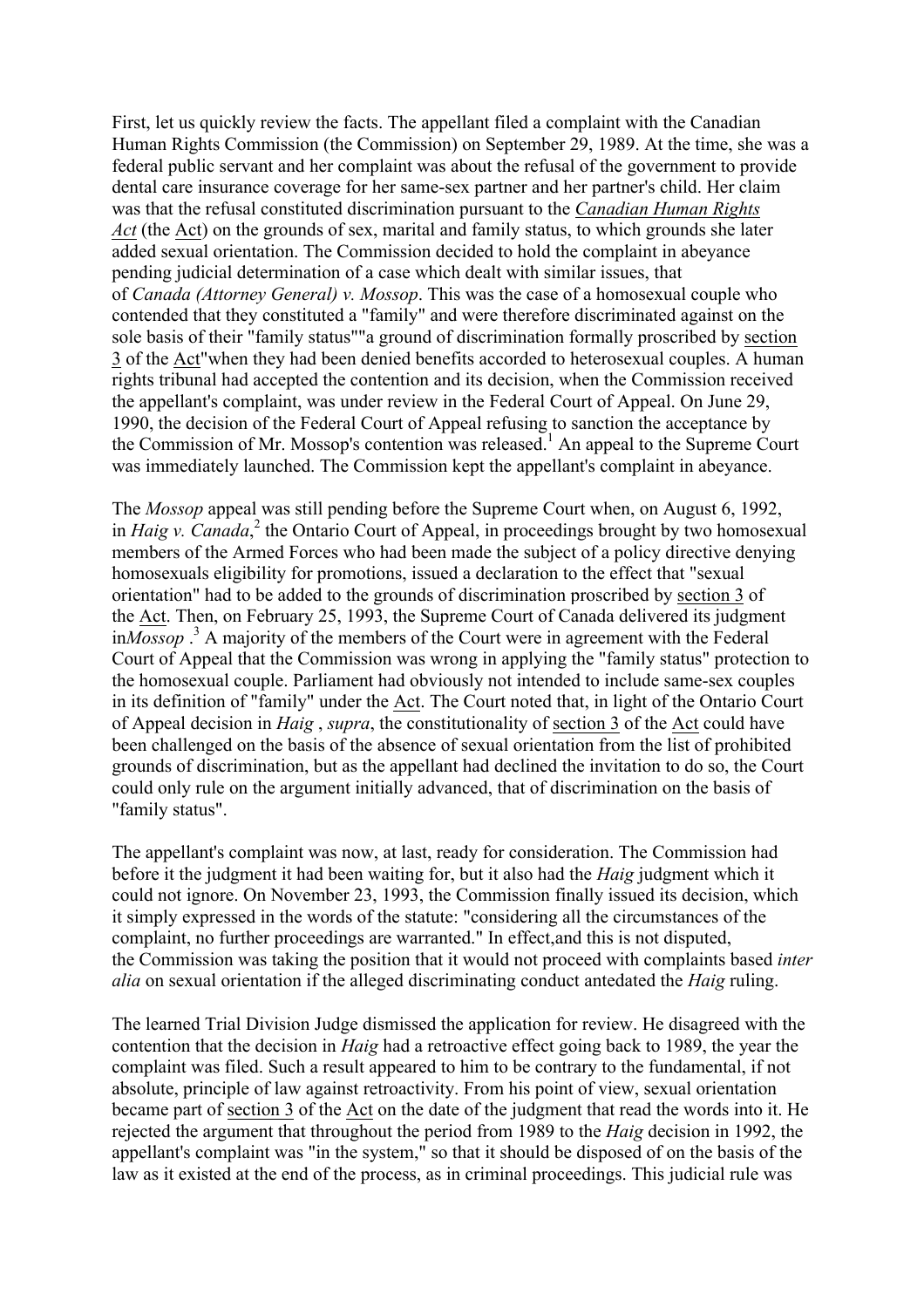First, let us quickly review the facts. The appellant filed a complaint with the Canadian Human Rights Commission (the Commission) on September 29, 1989. At the time, she was a federal public servant and her complaint was about the refusal of the government to provide dental care insurance coverage for her same-sex partner and her partner's child. Her claim was that the refusal constituted discrimination pursuant to the *Canadian Human Rights Act* (the Act) on the grounds of sex, marital and family status, to which grounds she later added sexual orientation. The Commission decided to hold the complaint in abeyance pending judicial determination of a case which dealt with similar issues, that of *Canada (Attorney General) v. Mossop*. This was the case of a homosexual couple who contended that they constituted a "family" and were therefore discriminated against on the sole basis of their "family status""a ground of discrimination formally proscribed by section 3 of the Act"when they had been denied benefits accorded to heterosexual couples. A human rights tribunal had accepted the contention and its decision, when the Commission received the appellant's complaint, was under review in the Federal Court of Appeal. On June 29, 1990, the decision of the Federal Court of Appeal refusing to sanction the acceptance by the Commission of Mr. Mossop's contention was released.[1] An appeal to the Supreme Court was immediately launched. The Commission kept the appellant's complaint in abeyance.

The *Mossop* appeal was still pending before the Supreme Court when, on August 6, 1992, in *Haig v. Canada*,[2] the Ontario Court of Appeal, in proceedings brought by two homosexual members of the Armed Forces who had been made the subject of a policy directive denying homosexuals eligibility for promotions, issued a declaration to the effect that "sexual orientation" had to be added to the grounds of discrimination proscribed by section 3 of the Act. Then, on February 25, 1993, the Supreme Court of Canada delivered its judgment in*Mossop* .[3] A majority of the members of the Court were in agreement with the Federal Court of Appeal that the Commission was wrong in applying the "family status" protection to the homosexual couple. Parliament had obviously not intended to include same-sex couples in its definition of "family" under the Act. The Court noted that, in light of the Ontario Court of Appeal decision in *Haig* , *supra*, the constitutionality of section 3 of the Act could have been challenged on the basis of the absence of sexual orientation from the list of prohibited grounds of discrimination, but as the appellant had declined the invitation to do so, the Court could only rule on the argument initially advanced, that of discrimination on the basis of "family status".

The appellant's complaint was now, at last, ready for consideration. The Commission had before it the judgment it had been waiting for, but it also had the *Haig* judgment which it could not ignore. On November 23, 1993, the Commission finally issued its decision, which it simply expressed in the words of the statute: "considering all the circumstances of the complaint, no further proceedings are warranted." In effect,and this is not disputed, the Commission was taking the position that it would not proceed with complaints based *inter alia* on sexual orientation if the alleged discriminating conduct antedated the *Haig* ruling.

The learned Trial Division Judge dismissed the application for review. He disagreed with the contention that the decision in *Haig* had a retroactive effect going back to 1989, the year the complaint was filed. Such a result appeared to him to be contrary to the fundamental, if not absolute, principle of law against retroactivity. From his point of view, sexual orientation became part of section 3 of the Act on the date of the judgment that read the words into it. He rejected the argument that throughout the period from 1989 to the *Haig* decision in 1992, the appellant's complaint was "in the system," so that it should be disposed of on the basis of the law as it existed at the end of the process, as in criminal proceedings. This judicial rule was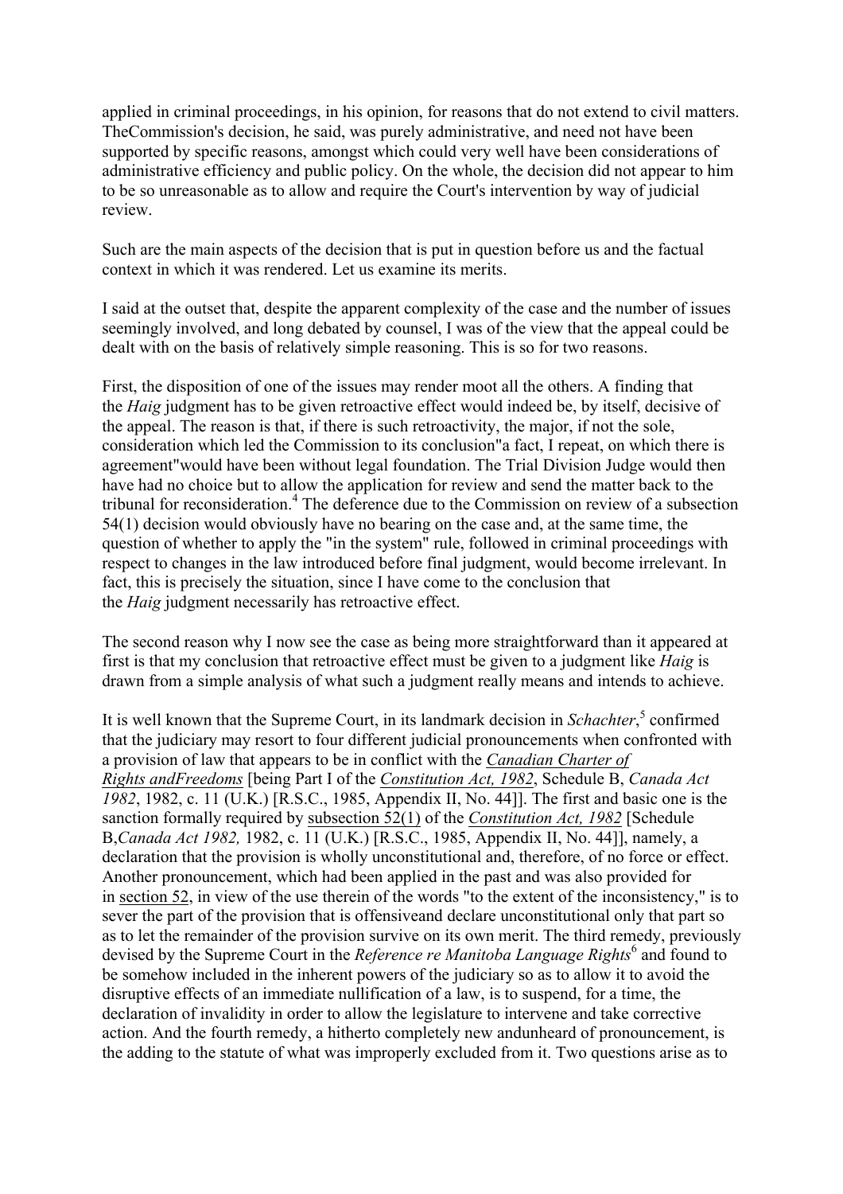applied in criminal proceedings, in his opinion, for reasons that do not extend to civil matters. TheCommission's decision, he said, was purely administrative, and need not have been supported by specific reasons, amongst which could very well have been considerations of administrative efficiency and public policy. On the whole, the decision did not appear to him to be so unreasonable as to allow and require the Court's intervention by way of judicial review.

Such are the main aspects of the decision that is put in question before us and the factual context in which it was rendered. Let us examine its merits.

I said at the outset that, despite the apparent complexity of the case and the number of issues seemingly involved, and long debated by counsel, I was of the view that the appeal could be dealt with on the basis of relatively simple reasoning. This is so for two reasons.

First, the disposition of one of the issues may render moot all the others. A finding that the *Haig* judgment has to be given retroactive effect would indeed be, by itself, decisive of the appeal. The reason is that, if there is such retroactivity, the major, if not the sole, consideration which led the Commission to its conclusion"a fact, I repeat, on which there is agreement"would have been without legal foundation. The Trial Division Judge would then have had no choice but to allow the application for review and send the matter back to the tribunal for reconsideration.[4] The deference due to the Commission on review of a subsection 54(1) decision would obviously have no bearing on the case and, at the same time, the question of whether to apply the "in the system" rule, followed in criminal proceedings with respect to changes in the law introduced before final judgment, would become irrelevant. In fact, this is precisely the situation, since I have come to the conclusion that the *Haig* judgment necessarily has retroactive effect.

The second reason why I now see the case as being more straightforward than it appeared at first is that my conclusion that retroactive effect must be given to a judgment like *Haig* is drawn from a simple analysis of what such a judgment really means and intends to achieve.

It is well known that the Supreme Court, in its landmark decision in *Schachter*,[5] confirmed that the judiciary may resort to four different judicial pronouncements when confronted with a provision of law that appears to be in conflict with the *Canadian Charter of Rights andFreedoms* [being Part I of the *Constitution Act, 1982*, Schedule B, *Canada Act 1982*, 1982, c. 11 (U.K.) [R.S.C., 1985, Appendix II, No. 44]]. The first and basic one is the sanction formally required by subsection 52(1) of the *Constitution Act, 1982* [Schedule B,*Canada Act 1982,* 1982, c. 11 (U.K.) [R.S.C., 1985, Appendix II, No. 44]], namely, a declaration that the provision is wholly unconstitutional and, therefore, of no force or effect. Another pronouncement, which had been applied in the past and was also provided for in section 52, in view of the use therein of the words "to the extent of the inconsistency," is to sever the part of the provision that is offensiveand declare unconstitutional only that part so as to let the remainder of the provision survive on its own merit. The third remedy, previously devised by the Supreme Court in the *Reference re Manitoba Language Rights*[6] and found to be somehow included in the inherent powers of the judiciary so as to allow it to avoid the disruptive effects of an immediate nullification of a law, is to suspend, for a time, the declaration of invalidity in order to allow the legislature to intervene and take corrective action. And the fourth remedy, a hitherto completely new andunheard of pronouncement, is the adding to the statute of what was improperly excluded from it. Two questions arise as to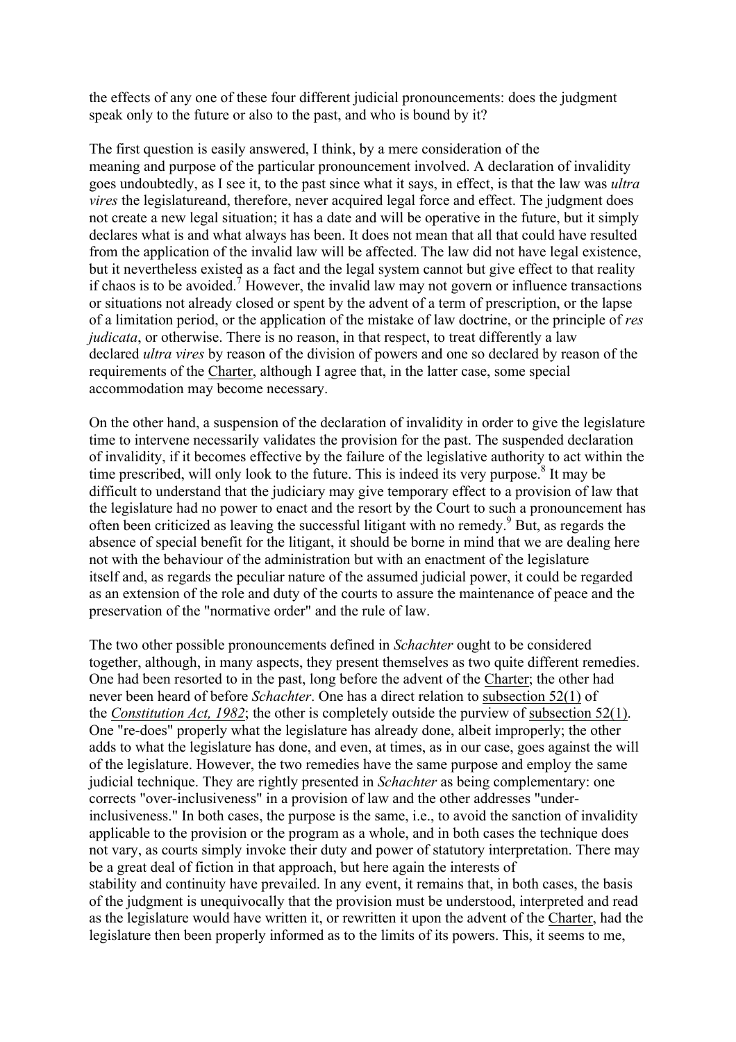the effects of any one of these four different judicial pronouncements: does the judgment speak only to the future or also to the past, and who is bound by it?

The first question is easily answered, I think, by a mere consideration of the meaning and purpose of the particular pronouncement involved. A declaration of invalidity goes undoubtedly, as I see it, to the past since what it says, in effect, is that the law was *ultra vires* the legislatureand, therefore, never acquired legal force and effect. The judgment does not create a new legal situation; it has a date and will be operative in the future, but it simply declares what is and what always has been. It does not mean that all that could have resulted from the application of the invalid law will be affected. The law did not have legal existence, but it nevertheless existed as a fact and the legal system cannot but give effect to that reality if chaos is to be avoided.[7] However, the invalid law may not govern or influence transactions or situations not already closed or spent by the advent of a term of prescription, or the lapse of a limitation period, or the application of the mistake of law doctrine, or the principle of *res judicata*, or otherwise. There is no reason, in that respect, to treat differently a law declared *ultra vires* by reason of the division of powers and one so declared by reason of the requirements of the Charter, although I agree that, in the latter case, some special accommodation may become necessary.

On the other hand, a suspension of the declaration of invalidity in order to give the legislature time to intervene necessarily validates the provision for the past. The suspended declaration of invalidity, if it becomes effective by the failure of the legislative authority to act within the time prescribed, will only look to the future. This is indeed its very purpose.[8] It may be difficult to understand that the judiciary may give temporary effect to a provision of law that the legislature had no power to enact and the resort by the Court to such a pronouncement has often been criticized as leaving the successful litigant with no remedy.[9] But, as regards the absence of special benefit for the litigant, it should be borne in mind that we are dealing here not with the behaviour of the administration but with an enactment of the legislature itself and, as regards the peculiar nature of the assumed judicial power, it could be regarded as an extension of the role and duty of the courts to assure the maintenance of peace and the preservation of the "normative order" and the rule of law.

The two other possible pronouncements defined in *Schachter* ought to be considered together, although, in many aspects, they present themselves as two quite different remedies. One had been resorted to in the past, long before the advent of the Charter; the other had never been heard of before *Schachter*. One has a direct relation to subsection 52(1) of the *Constitution Act, 1982*; the other is completely outside the purview of subsection 52(1). One "re-does" properly what the legislature has already done, albeit improperly; the other adds to what the legislature has done, and even, at times, as in our case, goes against the will of the legislature. However, the two remedies have the same purpose and employ the same judicial technique. They are rightly presented in *Schachter* as being complementary: one corrects "over-inclusiveness" in a provision of law and the other addresses "under-inclusiveness." In both cases, the purpose is the same, i.e., to avoid the sanction of invalidity applicable to the provision or the program as a whole, and in both cases the technique does not vary, as courts simply invoke their duty and power of statutory interpretation. There may be a great deal of fiction in that approach, but here again the interests of stability and continuity have prevailed. In any event, it remains that, in both cases, the basis of the judgment is unequivocally that the provision must be understood, interpreted and read as the legislature would have written it, or rewritten it upon the advent of the Charter, had the legislature then been properly informed as to the limits of its powers. This, it seems to me,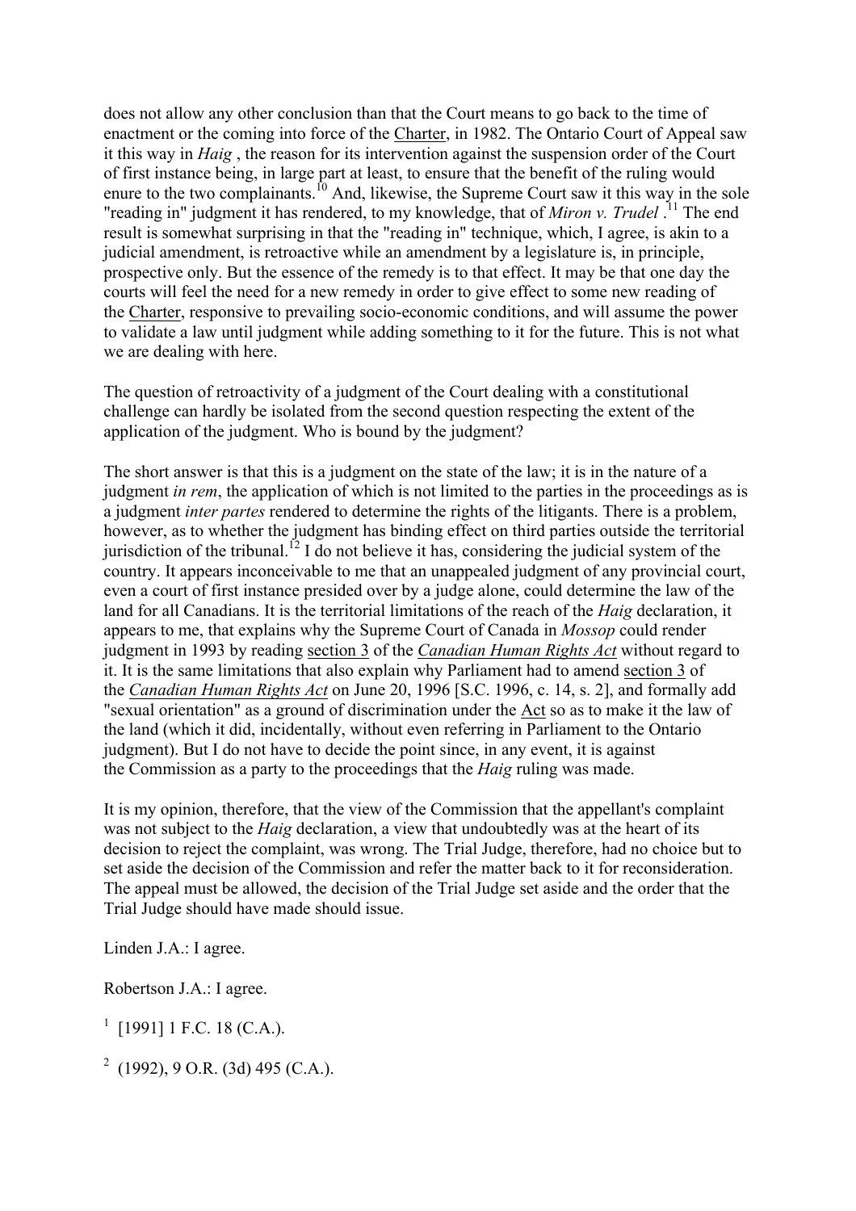does not allow any other conclusion than that the Court means to go back to the time of enactment or the coming into force of the Charter, in 1982. The Ontario Court of Appeal saw it this way in *Haig* , the reason for its intervention against the suspension order of the Court of first instance being, in large part at least, to ensure that the benefit of the ruling would enure to the two complainants.[10] And, likewise, the Supreme Court saw it this way in the sole "reading in" judgment it has rendered, to my knowledge, that of *Miron v. Trudel* .[11] The end result is somewhat surprising in that the "reading in" technique, which, I agree, is akin to a judicial amendment, is retroactive while an amendment by a legislature is, in principle, prospective only. But the essence of the remedy is to that effect. It may be that one day the courts will feel the need for a new remedy in order to give effect to some new reading of the Charter, responsive to prevailing socio-economic conditions, and will assume the power to validate a law until judgment while adding something to it for the future. This is not what we are dealing with here.

The question of retroactivity of a judgment of the Court dealing with a constitutional challenge can hardly be isolated from the second question respecting the extent of the application of the judgment. Who is bound by the judgment?

The short answer is that this is a judgment on the state of the law; it is in the nature of a judgment *in rem*, the application of which is not limited to the parties in the proceedings as is a judgment *inter partes* rendered to determine the rights of the litigants. There is a problem, however, as to whether the judgment has binding effect on third parties outside the territorial jurisdiction of the tribunal.[12] I do not believe it has, considering the judicial system of the country. It appears inconceivable to me that an unappealed judgment of any provincial court, even a court of first instance presided over by a judge alone, could determine the law of the land for all Canadians. It is the territorial limitations of the reach of the *Haig* declaration, it appears to me, that explains why the Supreme Court of Canada in *Mossop* could render judgment in 1993 by reading section 3 of the *Canadian Human Rights Act* without regard to it. It is the same limitations that also explain why Parliament had to amend section 3 of the *Canadian Human Rights Act* on June 20, 1996 [S.C. 1996, c. 14, s. 2], and formally add "sexual orientation" as a ground of discrimination under the Act so as to make it the law of the land (which it did, incidentally, without even referring in Parliament to the Ontario judgment). But I do not have to decide the point since, in any event, it is against the Commission as a party to the proceedings that the *Haig* ruling was made.

It is my opinion, therefore, that the view of the Commission that the appellant's complaint was not subject to the *Haig* declaration, a view that undoubtedly was at the heart of its decision to reject the complaint, was wrong. The Trial Judge, therefore, had no choice but to set aside the decision of the Commission and refer the matter back to it for reconsideration. The appeal must be allowed, the decision of the Trial Judge set aside and the order that the Trial Judge should have made should issue.

Linden J.A.: I agree.

Robertson J.A.: I agree.

[1] [1991] 1 F.C. 18 (C.A.).

[2] (1992), 9 O.R. (3d) 495 (C.A.).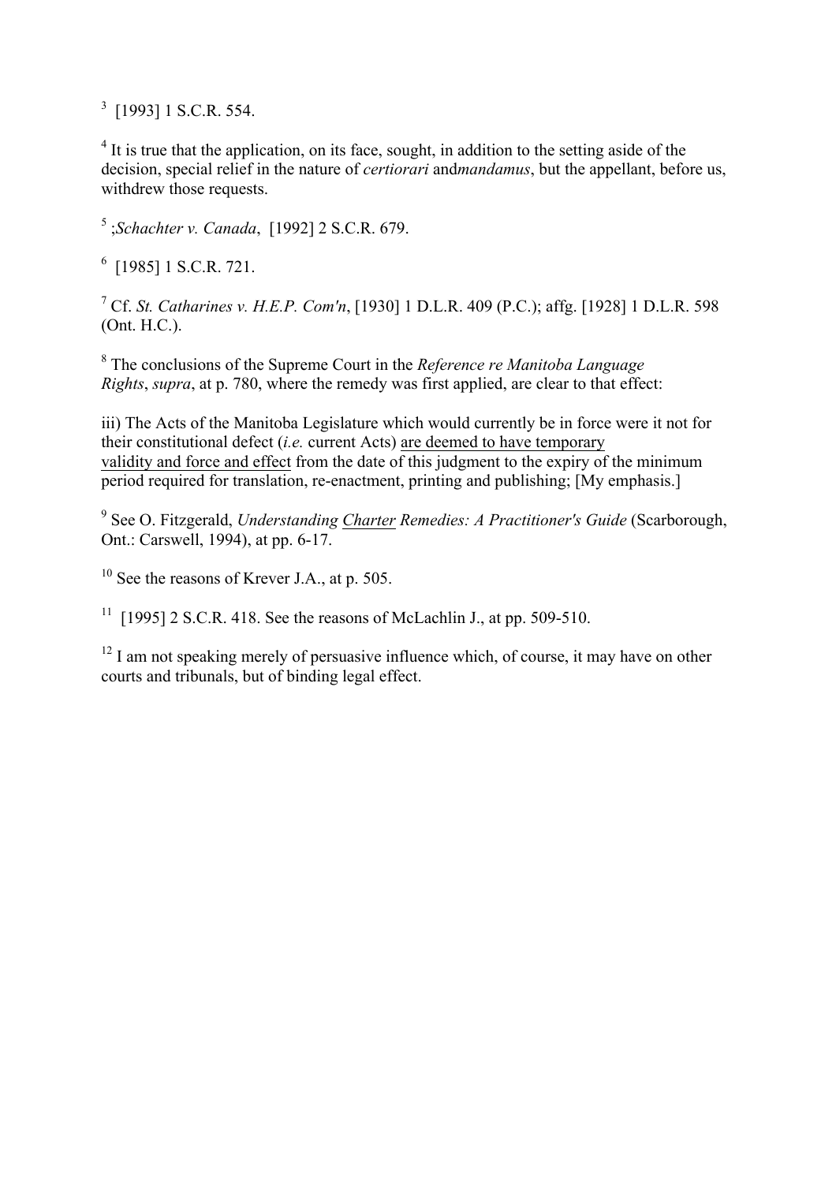[3] [1993] 1 S.C.R. 554.

[4] It is true that the application, on its face, sought, in addition to the setting aside of the decision, special relief in the nature of *certiorari* and*mandamus*, but the appellant, before us, withdrew those requests.

[5] ;*Schachter v. Canada*, [1992] 2 S.C.R. 679.

[6] [1985] 1 S.C.R. 721.

[7] Cf. *St. Catharines v. H.E.P. Com'n*, [1930] 1 D.L.R. 409 (P.C.); affg. [1928] 1 D.L.R. 598 (Ont. H.C.).

[8] The conclusions of the Supreme Court in the *Reference re Manitoba Language Rights*, *supra*, at p. 780, where the remedy was first applied, are clear to that effect:

iii) The Acts of the Manitoba Legislature which would currently be in force were it not for their constitutional defect (*i.e.* current Acts) are deemed to have temporary validity and force and effect from the date of this judgment to the expiry of the minimum period required for translation, re-enactment, printing and publishing; [My emphasis.]

[9] See O. Fitzgerald, *Understanding Charter Remedies: A Practitioner's Guide* (Scarborough, Ont.: Carswell, 1994), at pp. 6-17.

[10] See the reasons of Krever J.A., at p. 505.

[11] [1995] 2 S.C.R. 418. See the reasons of McLachlin J., at pp. 509-510.

[12] I am not speaking merely of persuasive influence which, of course, it may have on other courts and tribunals, but of binding legal effect.